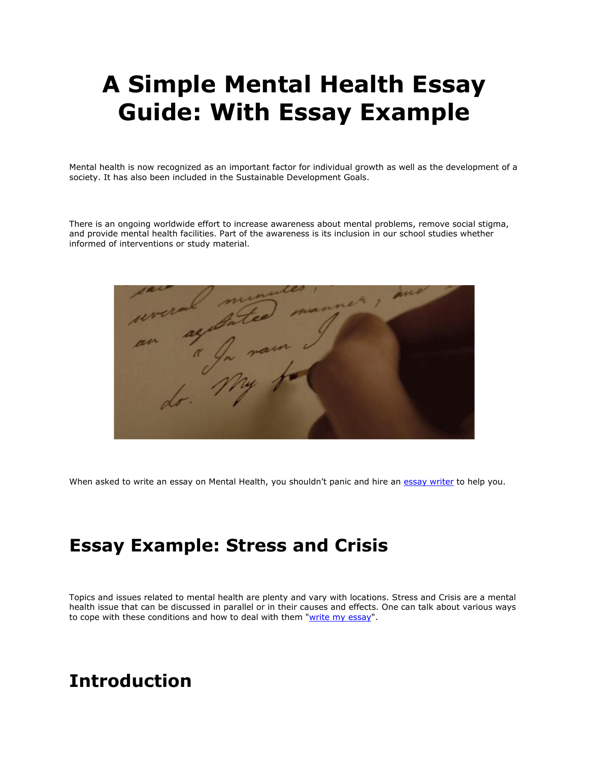# A Simple Mental Health Essay Guide: With Essay Example

Mental health is now recognized as an important factor for individual growth as well as the development of a society. It has also been included in the Sustainable Development Goals.

There is an ongoing worldwide effort to increase awareness about mental problems, remove social stigma, and provide mental health facilities. Part of the awareness is its inclusion in our school studies whether informed of interventions or study material.

When asked to write an essay on Mental Health, you shouldn't panic and hire an essay writer to help you.

## Essay Example: Stress and Crisis

Topics and issues related to mental health are plenty and vary with locations. Stress and Crisis are a mental health issue that can be discussed in parallel or in their causes and effects. One can talk about various ways to cope with these conditions and how to deal with them "write my essay".

## Introduction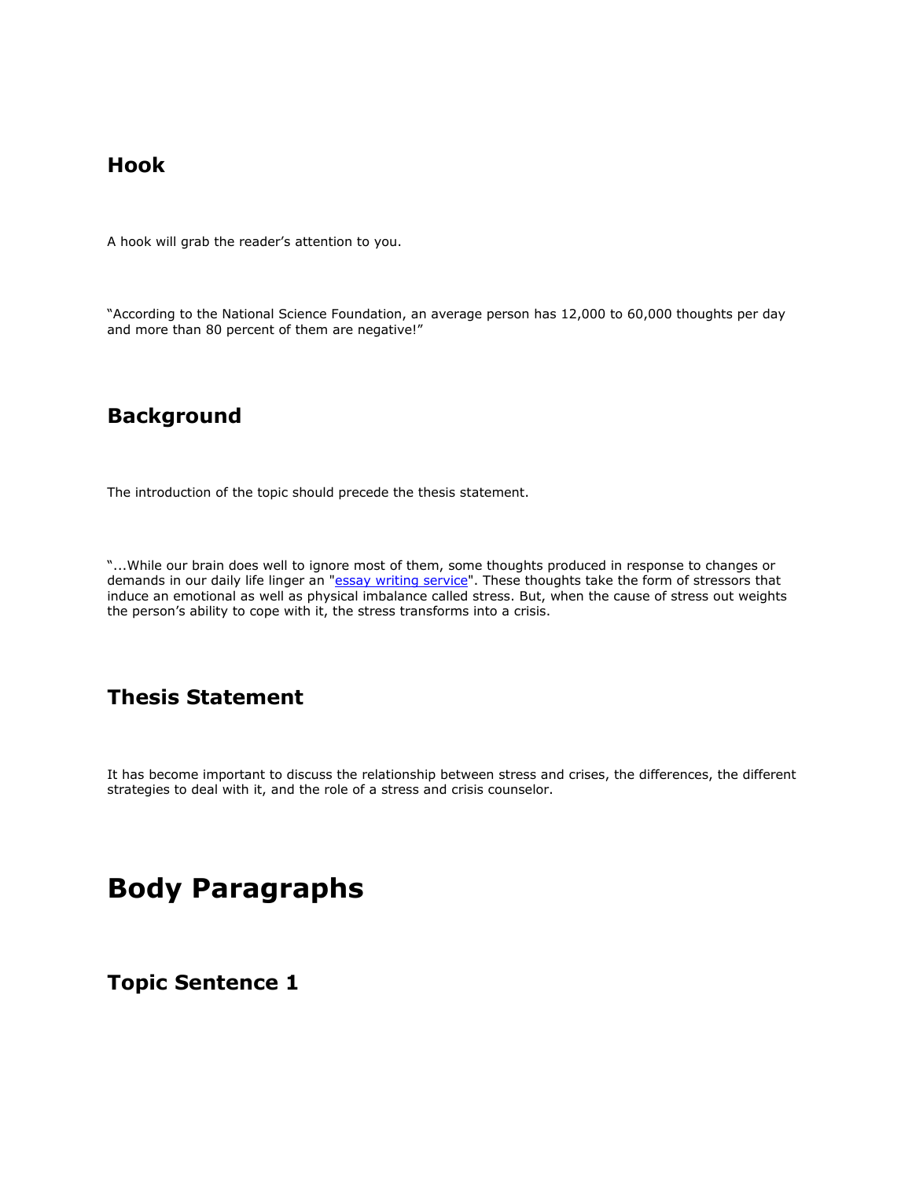## Hook

A hook will grab the reader's attention to you.

"According to the National Science Foundation, an average person has 12,000 to 60,000 thoughts per day and more than 80 percent of them are negative!"

## Background

The introduction of the topic should precede the thesis statement.

"...While our brain does well to ignore most of them, some thoughts produced in response to changes or demands in our daily life linger an "essay writing service". These thoughts take the form of stressors that induce an emotional as well as physical imbalance called stress. But, when the cause of stress out weights the person's ability to cope with it, the stress transforms into a crisis.

## Thesis Statement

It has become important to discuss the relationship between stress and crises, the differences, the different strategies to deal with it, and the role of a stress and crisis counselor.

# Body Paragraphs

## Topic Sentence 1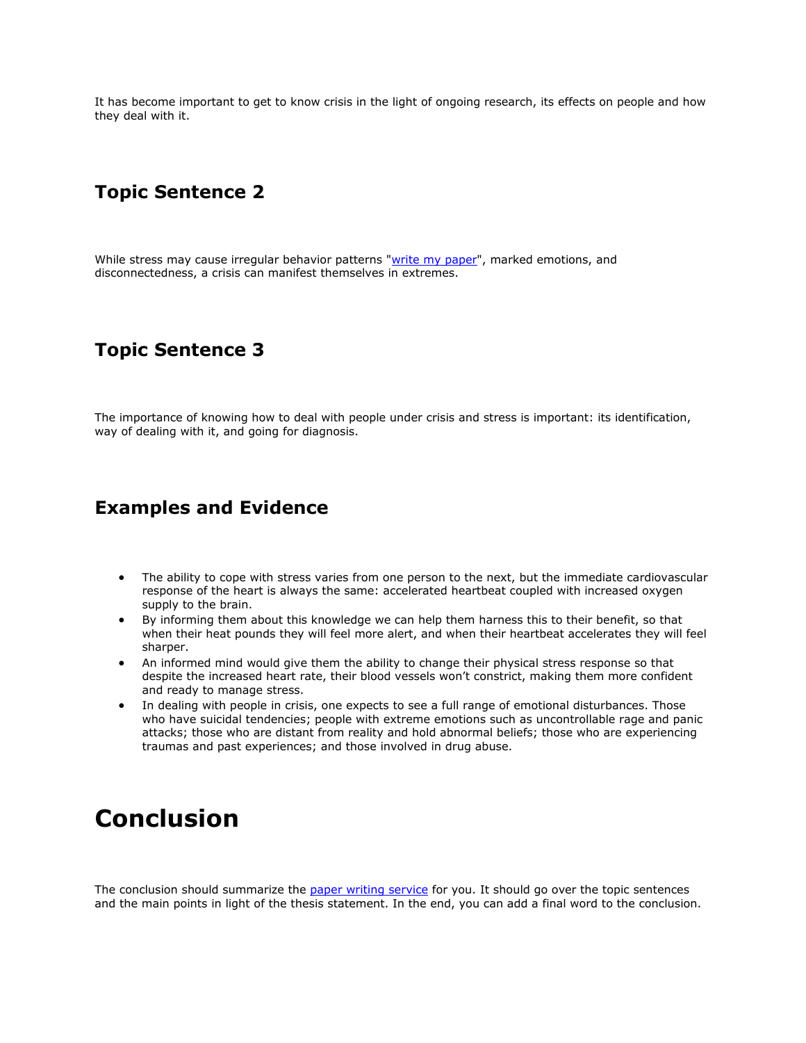It has become important to get to know crisis in the light of ongoing research, its effects on people and how they deal with it.

## Topic Sentence 2

While stress may cause irregular behavior patterns "[write my paper]", marked emotions, and disconnectedness, a crisis can manifest themselves in extremes.

## Topic Sentence 3

The importance of knowing how to deal with people under crisis and stress is important: its identification, way of dealing with it, and going for diagnosis.

## Examples and Evidence

- The ability to cope with stress varies from one person to the next, but the immediate cardiovascular response of the heart is always the same: accelerated heartbeat coupled with increased oxygen supply to the brain.
- By informing them about this knowledge we can help them harness this to their benefit, so that when their heat pounds they will feel more alert, and when their heartbeat accelerates they will feel sharper.
- An informed mind would give them the ability to change their physical stress response so that despite the increased heart rate, their blood vessels won't constrict, making them more confident and ready to manage stress.
- In dealing with people in crisis, one expects to see a full range of emotional disturbances. Those who have suicidal tendencies; people with extreme emotions such as uncontrollable rage and panic attacks; those who are distant from reality and hold abnormal beliefs; those who are experiencing traumas and past experiences; and those involved in drug abuse.

# Conclusion

The conclusion should summarize the [paper writing service] for you. It should go over the topic sentences and the main points in light of the thesis statement. In the end, you can add a final word to the conclusion.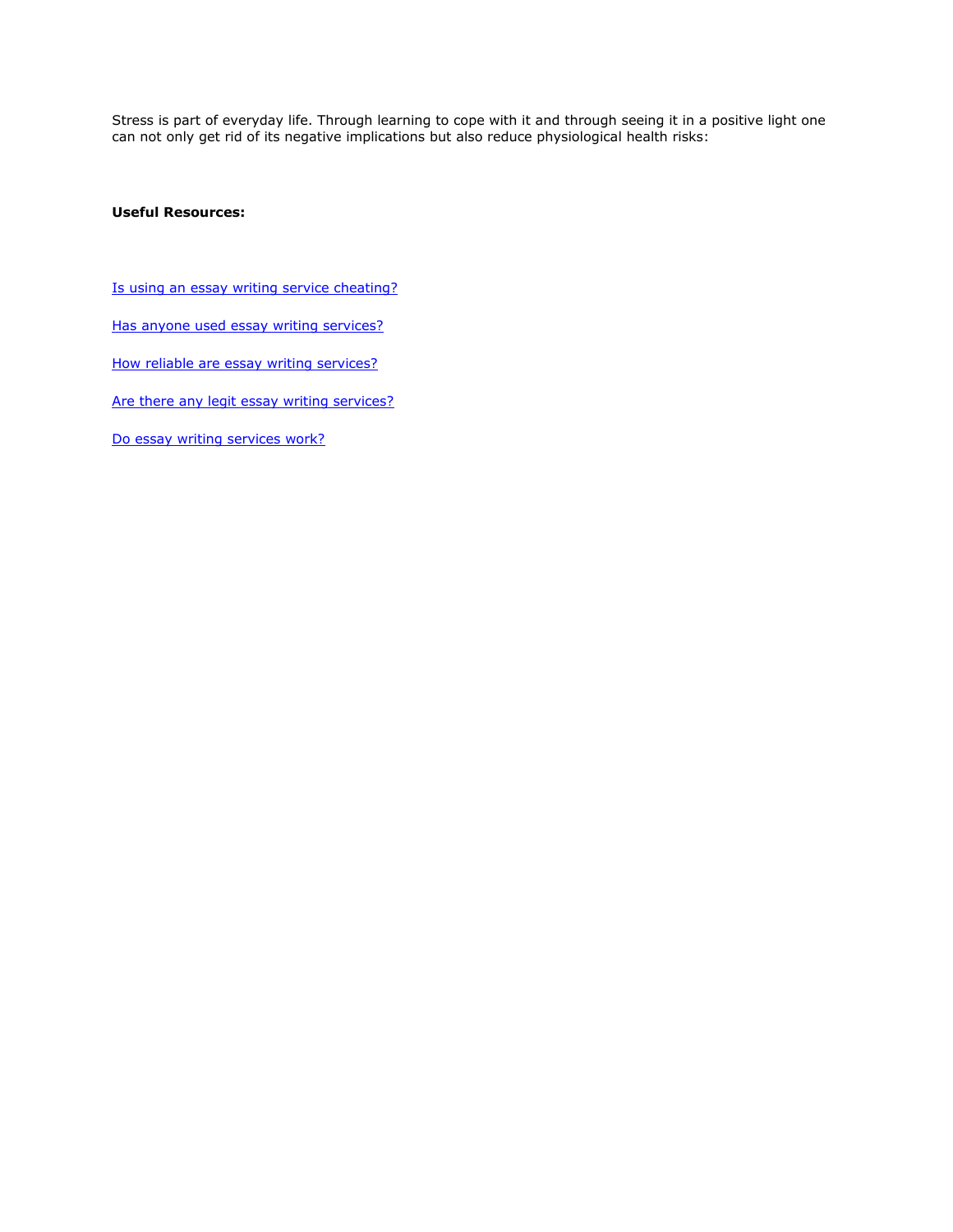Stress is part of everyday life. Through learning to cope with it and through seeing it in a positive light one can not only get rid of its negative implications but also reduce physiological health risks:

**Useful Resources:**

Is using an essay writing service cheating?

Has anyone used essay writing services?

How reliable are essay writing services?

Are there any legit essay writing services?

Do essay writing services work?